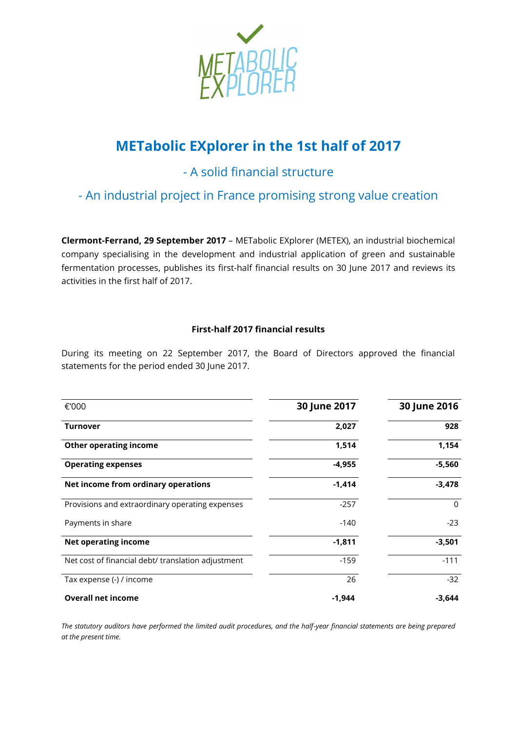# METabolic EXplorer in the 1st half of 2017

## - A solid financial structure

## - An industrial project in France promising strong value creation

**Clermont-Ferrand, 29 September 2017** – METabolic EXplorer (METEX), an industrial biochemical company specialising in the development and industrial application of green and sustainable fermentation processes, publishes its first-half financial results on 30 June 2017 and reviews its activities in the first half of 2017.

### First-half 2017 financial results

During its meeting on 22 September 2017, the Board of Directors approved the financial statements for the period ended 30 June 2017.

| €'000 | 30 June 2017 | 30 June 2016 |
|---|---|---|
| **Turnover** | **2,027** | **928** |
| **Other operating income** | **1,514** | **1,154** |
| **Operating expenses** | **-4,955** | **-5,560** |
| **Net income from ordinary operations** | **-1,414** | **-3,478** |
| Provisions and extraordinary operating expenses | -257 | 0 |
| Payments in share | -140 | -23 |
| **Net operating income** | **-1,811** | **-3,501** |
| Net cost of financial debt/ translation adjustment | -159 | -111 |
| Tax expense (-) / income | 26 | -32 |
| **Overall net income** | **-1,944** | **-3,644** |

*The statutory auditors have performed the limited audit procedures, and the half-year financial statements are being prepared at the present time.*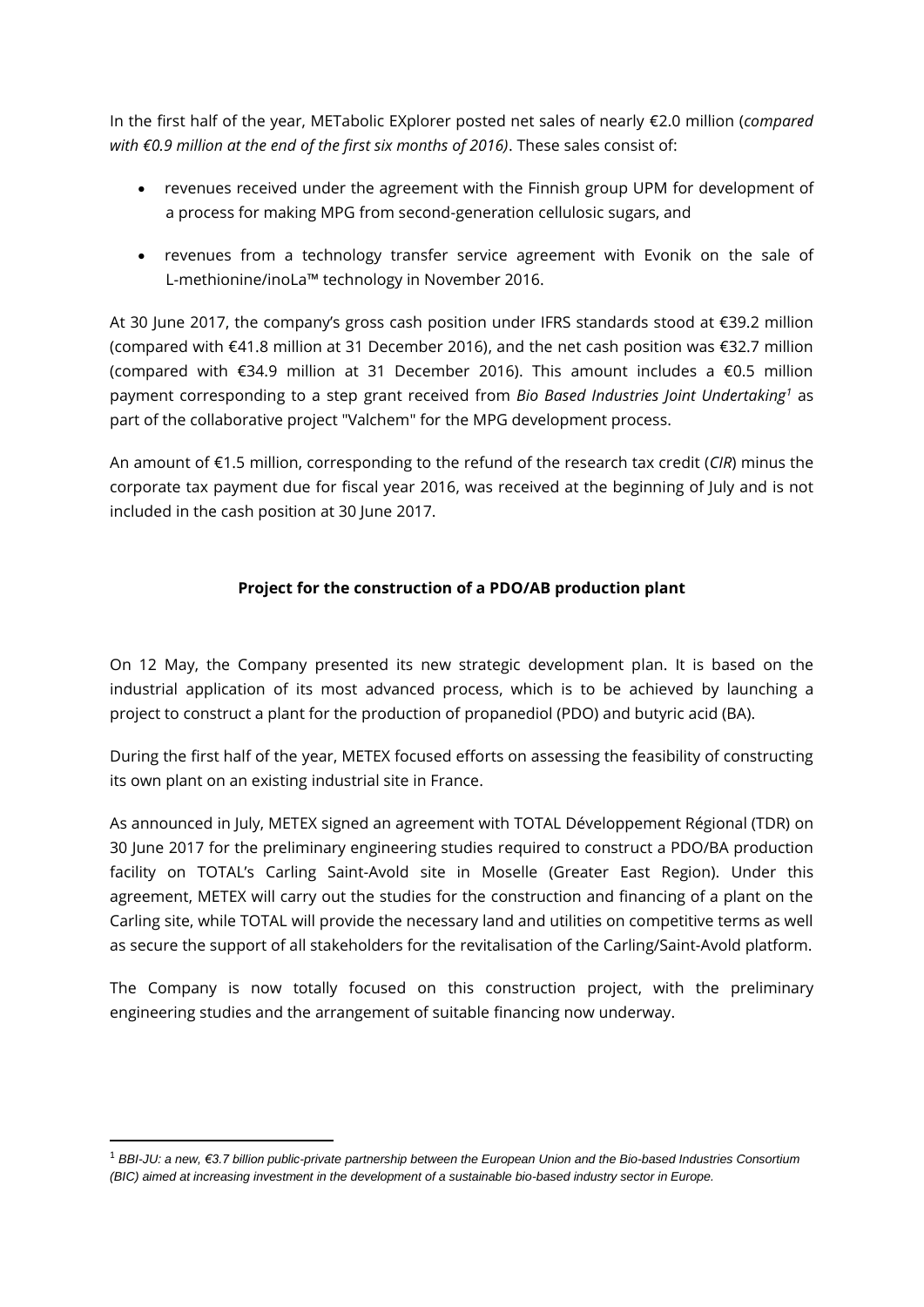In the first half of the year, METabolic EXplorer posted net sales of nearly €2.0 million (*compared with €0.9 million at the end of the first six months of 2016)*. These sales consist of:

- revenues received under the agreement with the Finnish group UPM for development of a process for making MPG from second-generation cellulosic sugars, and
- revenues from a technology transfer service agreement with Evonik on the sale of L-methionine/inoLa™ technology in November 2016.

At 30 June 2017, the company's gross cash position under IFRS standards stood at €39.2 million (compared with €41.8 million at 31 December 2016), and the net cash position was €32.7 million (compared with €34.9 million at 31 December 2016). This amount includes a €0.5 million payment corresponding to a step grant received from *Bio Based Industries Joint Undertaking*[1] as part of the collaborative project "Valchem" for the MPG development process.

An amount of €1.5 million, corresponding to the refund of the research tax credit (*CIR*) minus the corporate tax payment due for fiscal year 2016, was received at the beginning of July and is not included in the cash position at 30 June 2017.

**Project for the construction of a PDO/AB production plant**

On 12 May, the Company presented its new strategic development plan. It is based on the industrial application of its most advanced process, which is to be achieved by launching a project to construct a plant for the production of propanediol (PDO) and butyric acid (BA).

During the first half of the year, METEX focused efforts on assessing the feasibility of constructing its own plant on an existing industrial site in France.

As announced in July, METEX signed an agreement with TOTAL Développement Régional (TDR) on 30 June 2017 for the preliminary engineering studies required to construct a PDO/BA production facility on TOTAL's Carling Saint-Avold site in Moselle (Greater East Region). Under this agreement, METEX will carry out the studies for the construction and financing of a plant on the Carling site, while TOTAL will provide the necessary land and utilities on competitive terms as well as secure the support of all stakeholders for the revitalisation of the Carling/Saint-Avold platform.

The Company is now totally focused on this construction project, with the preliminary engineering studies and the arrangement of suitable financing now underway.

---

[1] *BBI-JU: a new, €3.7 billion public-private partnership between the European Union and the Bio-based Industries Consortium (BIC) aimed at increasing investment in the development of a sustainable bio-based industry sector in Europe.*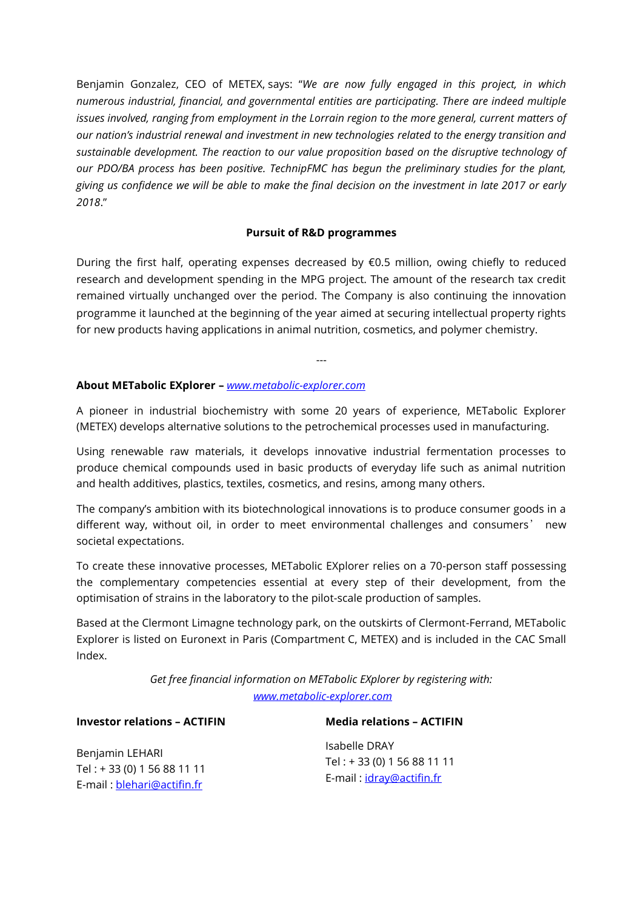Benjamin Gonzalez, CEO of METEX, says: "*We are now fully engaged in this project, in which numerous industrial, financial, and governmental entities are participating. There are indeed multiple issues involved, ranging from employment in the Lorrain region to the more general, current matters of our nation's industrial renewal and investment in new technologies related to the energy transition and sustainable development. The reaction to our value proposition based on the disruptive technology of our PDO/BA process has been positive. TechnipFMC has begun the preliminary studies for the plant, giving us confidence we will be able to make the final decision on the investment in late 2017 or early 2018*."

**Pursuit of R&D programmes**

During the first half, operating expenses decreased by €0.5 million, owing chiefly to reduced research and development spending in the MPG project. The amount of the research tax credit remained virtually unchanged over the period. The Company is also continuing the innovation programme it launched at the beginning of the year aimed at securing intellectual property rights for new products having applications in animal nutrition, cosmetics, and polymer chemistry.

---

**About METabolic EXplorer –** *www.metabolic-explorer.com*

A pioneer in industrial biochemistry with some 20 years of experience, METabolic Explorer (METEX) develops alternative solutions to the petrochemical processes used in manufacturing.

Using renewable raw materials, it develops innovative industrial fermentation processes to produce chemical compounds used in basic products of everyday life such as animal nutrition and health additives, plastics, textiles, cosmetics, and resins, among many others.

The company's ambition with its biotechnological innovations is to produce consumer goods in a different way, without oil, in order to meet environmental challenges and consumers' new societal expectations.

To create these innovative processes, METabolic EXplorer relies on a 70-person staff possessing the complementary competencies essential at every step of their development, from the optimisation of strains in the laboratory to the pilot-scale production of samples.

Based at the Clermont Limagne technology park, on the outskirts of Clermont-Ferrand, METabolic Explorer is listed on Euronext in Paris (Compartment C, METEX) and is included in the CAC Small Index.

*Get free financial information on METabolic EXplorer by registering with:*
*www.metabolic-explorer.com*

**Investor relations – ACTIFIN**

Benjamin LEHARI
Tel : + 33 (0) 1 56 88 11 11
E-mail : blehari@actifin.fr

**Media relations – ACTIFIN**

Isabelle DRAY
Tel : + 33 (0) 1 56 88 11 11
E-mail : idray@actifin.fr